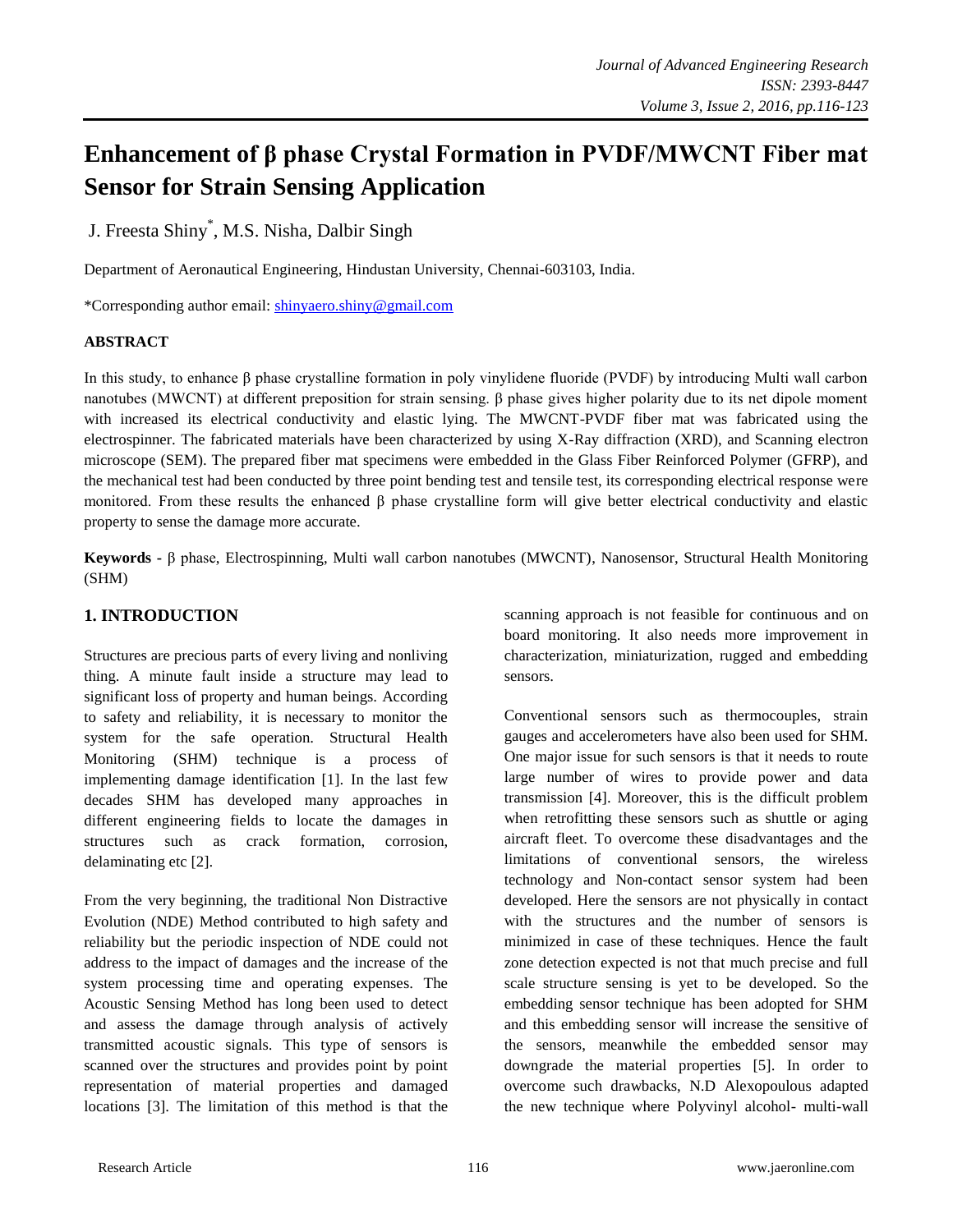# Enhancement of β phase Crystal Formation in PVDF/MWCNT Fiber mat Sensor for Strain Sensing Application

J. Freesta Shiny*, M.S. Nisha, Dalbir Singh

Department of Aeronautical Engineering, Hindustan University, Chennai-603103, India.

*Corresponding author email: shinyaero.shiny@gmail.com

**ABSTRACT**

In this study, to enhance β phase crystalline formation in poly vinylidene fluoride (PVDF) by introducing Multi wall carbon nanotubes (MWCNT) at different preposition for strain sensing. β phase gives higher polarity due to its net dipole moment with increased its electrical conductivity and elastic lying. The MWCNT-PVDF fiber mat was fabricated using the electrospinner. The fabricated materials have been characterized by using X-Ray diffraction (XRD), and Scanning electron microscope (SEM). The prepared fiber mat specimens were embedded in the Glass Fiber Reinforced Polymer (GFRP), and the mechanical test had been conducted by three point bending test and tensile test, its corresponding electrical response were monitored. From these results the enhanced β phase crystalline form will give better electrical conductivity and elastic property to sense the damage more accurate.

**Keywords -** β phase, Electrospinning, Multi wall carbon nanotubes (MWCNT), Nanosensor, Structural Health Monitoring (SHM)

## 1. INTRODUCTION

Structures are precious parts of every living and nonliving thing. A minute fault inside a structure may lead to significant loss of property and human beings. According to safety and reliability, it is necessary to monitor the system for the safe operation. Structural Health Monitoring (SHM) technique is a process of implementing damage identification [1]. In the last few decades SHM has developed many approaches in different engineering fields to locate the damages in structures such as crack formation, corrosion, delaminating etc [2].

From the very beginning, the traditional Non Distractive Evolution (NDE) Method contributed to high safety and reliability but the periodic inspection of NDE could not address to the impact of damages and the increase of the system processing time and operating expenses. The Acoustic Sensing Method has long been used to detect and assess the damage through analysis of actively transmitted acoustic signals. This type of sensors is scanned over the structures and provides point by point representation of material properties and damaged locations [3]. The limitation of this method is that the scanning approach is not feasible for continuous and on board monitoring. It also needs more improvement in characterization, miniaturization, rugged and embedding sensors.

Conventional sensors such as thermocouples, strain gauges and accelerometers have also been used for SHM. One major issue for such sensors is that it needs to route large number of wires to provide power and data transmission [4]. Moreover, this is the difficult problem when retrofitting these sensors such as shuttle or aging aircraft fleet. To overcome these disadvantages and the limitations of conventional sensors, the wireless technology and Non-contact sensor system had been developed. Here the sensors are not physically in contact with the structures and the number of sensors is minimized in case of these techniques. Hence the fault zone detection expected is not that much precise and full scale structure sensing is yet to be developed. So the embedding sensor technique has been adopted for SHM and this embedding sensor will increase the sensitive of the sensors, meanwhile the embedded sensor may downgrade the material properties [5]. In order to overcome such drawbacks, N.D Alexopoulous adapted the new technique where Polyvinyl alcohol- multi-wall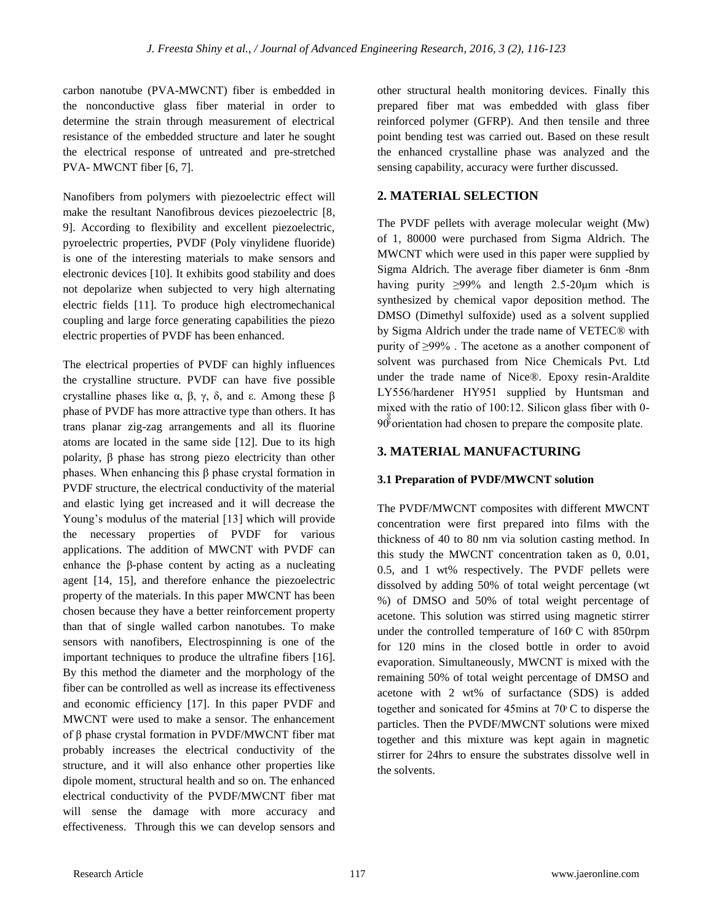carbon nanotube (PVA-MWCNT) fiber is embedded in the nonconductive glass fiber material in order to determine the strain through measurement of electrical resistance of the embedded structure and later he sought the electrical response of untreated and pre-stretched PVA- MWCNT fiber [6, 7].

Nanofibers from polymers with piezoelectric effect will make the resultant Nanofibrous devices piezoelectric [8, 9]. According to flexibility and excellent piezoelectric, pyroelectric properties, PVDF (Poly vinylidene fluoride) is one of the interesting materials to make sensors and electronic devices [10]. It exhibits good stability and does not depolarize when subjected to very high alternating electric fields [11]. To produce high electromechanical coupling and large force generating capabilities the piezo electric properties of PVDF has been enhanced.

The electrical properties of PVDF can highly influences the crystalline structure. PVDF can have five possible crystalline phases like α, β, γ, δ, and ε. Among these β phase of PVDF has more attractive type than others. It has trans planar zig-zag arrangements and all its fluorine atoms are located in the same side [12]. Due to its high polarity, β phase has strong piezo electricity than other phases. When enhancing this β phase crystal formation in PVDF structure, the electrical conductivity of the material and elastic lying get increased and it will decrease the Young's modulus of the material [13] which will provide the necessary properties of PVDF for various applications. The addition of MWCNT with PVDF can enhance the β-phase content by acting as a nucleating agent [14, 15], and therefore enhance the piezoelectric property of the materials. In this paper MWCNT has been chosen because they have a better reinforcement property than that of single walled carbon nanotubes. To make sensors with nanofibers, Electrospinning is one of the important techniques to produce the ultrafine fibers [16]. By this method the diameter and the morphology of the fiber can be controlled as well as increase its effectiveness and economic efficiency [17]. In this paper PVDF and MWCNT were used to make a sensor. The enhancement of β phase crystal formation in PVDF/MWCNT fiber mat probably increases the electrical conductivity of the structure, and it will also enhance other properties like dipole moment, structural health and so on. The enhanced electrical conductivity of the PVDF/MWCNT fiber mat will sense the damage with more accuracy and effectiveness. Through this we can develop sensors and other structural health monitoring devices. Finally this prepared fiber mat was embedded with glass fiber reinforced polymer (GFRP). And then tensile and three point bending test was carried out. Based on these result the enhanced crystalline phase was analyzed and the sensing capability, accuracy were further discussed.

## 2. MATERIAL SELECTION

The PVDF pellets with average molecular weight (Mw) of 1, 80000 were purchased from Sigma Aldrich. The MWCNT which were used in this paper were supplied by Sigma Aldrich. The average fiber diameter is 6nm -8nm having purity ≥99% and length 2.5-20μm which is synthesized by chemical vapor deposition method. The DMSO (Dimethyl sulfoxide) used as a solvent supplied by Sigma Aldrich under the trade name of VETEC® with purity of ≥99% . The acetone as a another component of solvent was purchased from Nice Chemicals Pvt. Ltd under the trade name of Nice®. Epoxy resin-Araldite LY556/hardener HY951 supplied by Huntsman and mixed with the ratio of 100:12. Silicon glass fiber with 0-90° orientation had chosen to prepare the composite plate.

## 3. MATERIAL MANUFACTURING

### 3.1 Preparation of PVDF/MWCNT solution

The PVDF/MWCNT composites with different MWCNT concentration were first prepared into films with the thickness of 40 to 80 nm via solution casting method. In this study the MWCNT concentration taken as 0, 0.01, 0.5, and 1 wt% respectively. The PVDF pellets were dissolved by adding 50% of total weight percentage (wt %) of DMSO and 50% of total weight percentage of acetone. This solution was stirred using magnetic stirrer under the controlled temperature of 160° C with 850rpm for 120 mins in the closed bottle in order to avoid evaporation. Simultaneously, MWCNT is mixed with the remaining 50% of total weight percentage of DMSO and acetone with 2 wt% of surfactance (SDS) is added together and sonicated for 45mins at 70° C to disperse the particles. Then the PVDF/MWCNT solutions were mixed together and this mixture was kept again in magnetic stirrer for 24hrs to ensure the substrates dissolve well in the solvents.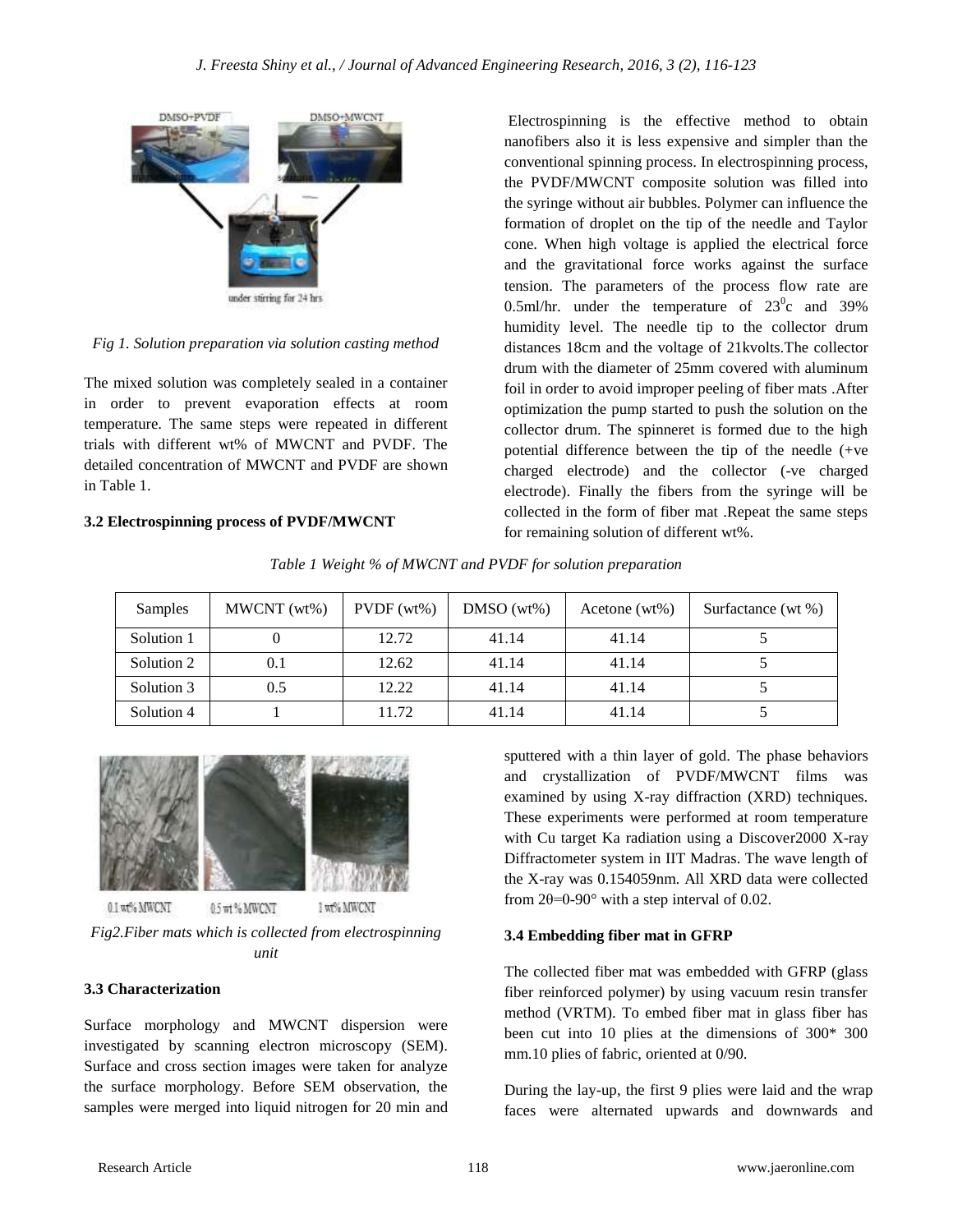*Fig 1. Solution preparation via solution casting method*

The mixed solution was completely sealed in a container in order to prevent evaporation effects at room temperature. The same steps were repeated in different trials with different wt% of MWCNT and PVDF. The detailed concentration of MWCNT and PVDF are shown in Table 1.

### 3.2 Electrospinning process of PVDF/MWCNT

Electrospinning is the effective method to obtain nanofibers also it is less expensive and simpler than the conventional spinning process. In electrospinning process, the PVDF/MWCNT composite solution was filled into the syringe without air bubbles. Polymer can influence the formation of droplet on the tip of the needle and Taylor cone. When high voltage is applied the electrical force and the gravitational force works against the surface tension. The parameters of the process flow rate are 0.5ml/hr. under the temperature of $23^0$c and 39% humidity level. The needle tip to the collector drum distances 18cm and the voltage of 21kvolts.The collector drum with the diameter of 25mm covered with aluminum foil in order to avoid improper peeling of fiber mats .After optimization the pump started to push the solution on the collector drum. The spinneret is formed due to the high potential difference between the tip of the needle (+ve charged electrode) and the collector (-ve charged electrode). Finally the fibers from the syringe will be collected in the form of fiber mat .Repeat the same steps for remaining solution of different wt%.

*Table 1 Weight % of MWCNT and PVDF for solution preparation*

| Samples | MWCNT (wt%) | PVDF (wt%) | DMSO (wt%) | Acetone (wt%) | Surfactance (wt %) |
|---|---|---|---|---|---|
| Solution 1 | 0 | 12.72 | 41.14 | 41.14 | 5 |
| Solution 2 | 0.1 | 12.62 | 41.14 | 41.14 | 5 |
| Solution 3 | 0.5 | 12.22 | 41.14 | 41.14 | 5 |
| Solution 4 | 1 | 11.72 | 41.14 | 41.14 | 5 |

0.1 wt% MWCNT 0.5 wt % MWCNT 1 wt% MWCNT

*Fig2.Fiber mats which is collected from electrospinning unit*

### 3.3 Characterization

Surface morphology and MWCNT dispersion were investigated by scanning electron microscopy (SEM). Surface and cross section images were taken for analyze the surface morphology. Before SEM observation, the samples were merged into liquid nitrogen for 20 min and sputtered with a thin layer of gold. The phase behaviors and crystallization of PVDF/MWCNT films was examined by using X-ray diffraction (XRD) techniques. These experiments were performed at room temperature with Cu target Ka radiation using a Discover2000 X-ray Diffractometer system in IIT Madras. The wave length of the X-ray was 0.154059nm. All XRD data were collected from 2θ=0-90° with a step interval of 0.02.

### 3.4 Embedding fiber mat in GFRP

The collected fiber mat was embedded with GFRP (glass fiber reinforced polymer) by using vacuum resin transfer method (VRTM). To embed fiber mat in glass fiber has been cut into 10 plies at the dimensions of 300* 300 mm.10 plies of fabric, oriented at 0/90.

During the lay-up, the first 9 plies were laid and the wrap faces were alternated upwards and downwards and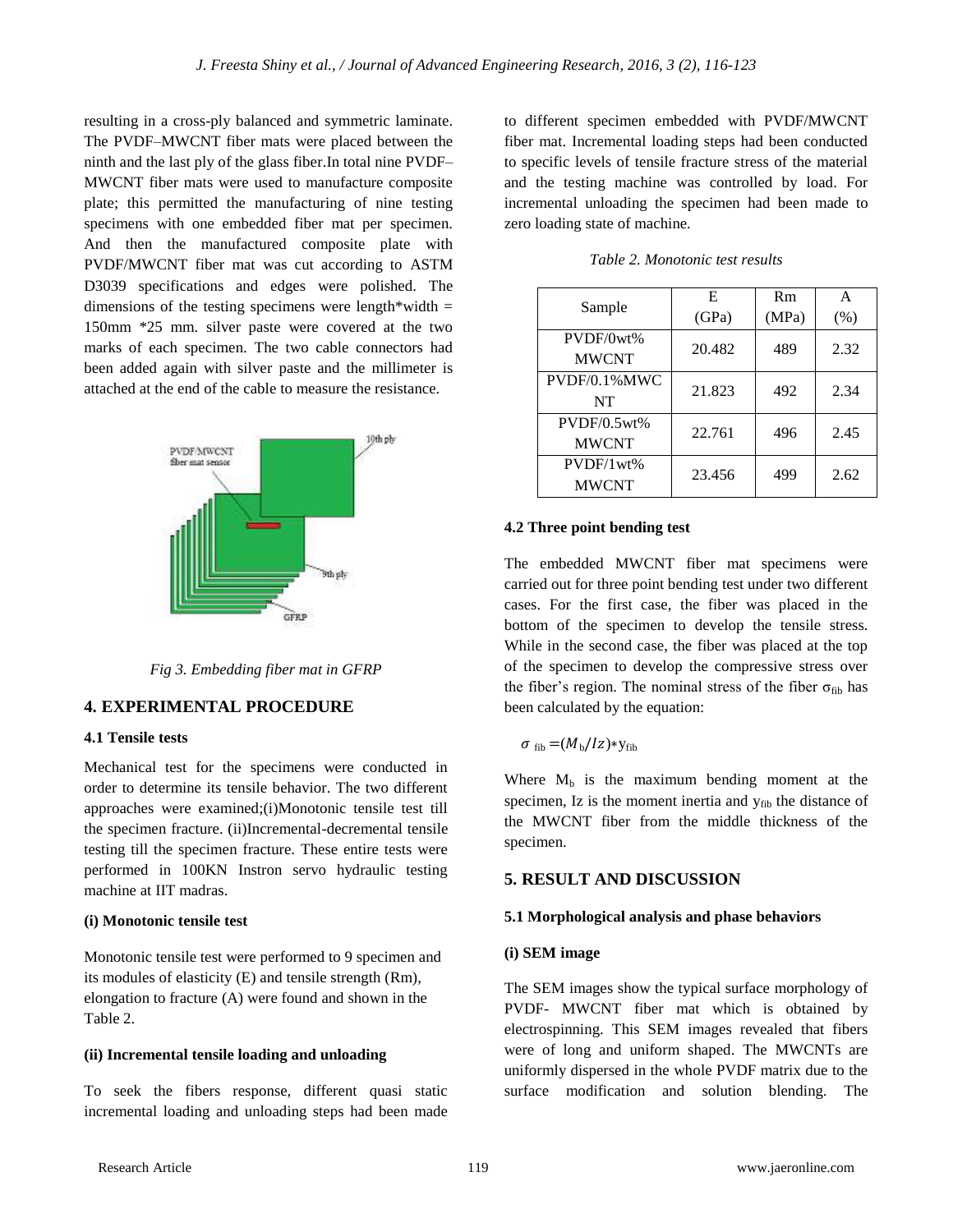resulting in a cross-ply balanced and symmetric laminate. The PVDF–MWCNT fiber mats were placed between the ninth and the last ply of the glass fiber.In total nine PVDF–MWCNT fiber mats were used to manufacture composite plate; this permitted the manufacturing of nine testing specimens with one embedded fiber mat per specimen. And then the manufactured composite plate with PVDF/MWCNT fiber mat was cut according to ASTM D3039 specifications and edges were polished. The dimensions of the testing specimens were length*width = 150mm *25 mm. silver paste were covered at the two marks of each specimen. The two cable connectors had been added again with silver paste and the millimeter is attached at the end of the cable to measure the resistance.

*Fig 3. Embedding fiber mat in GFRP*

## 4. EXPERIMENTAL PROCEDURE

### 4.1 Tensile tests

Mechanical test for the specimens were conducted in order to determine its tensile behavior. The two different approaches were examined;(i)Monotonic tensile test till the specimen fracture. (ii)Incremental-decremental tensile testing till the specimen fracture. These entire tests were performed in 100KN Instron servo hydraulic testing machine at IIT madras.

**(i) Monotonic tensile test**

Monotonic tensile test were performed to 9 specimen and its modules of elasticity (E) and tensile strength (Rm), elongation to fracture (A) were found and shown in the Table 2.

**(ii) Incremental tensile loading and unloading**

To seek the fibers response, different quasi static incremental loading and unloading steps had been made to different specimen embedded with PVDF/MWCNT fiber mat. Incremental loading steps had been conducted to specific levels of tensile fracture stress of the material and the testing machine was controlled by load. For incremental unloading the specimen had been made to zero loading state of machine.

*Table 2. Monotonic test results*

| Sample | E (GPa) | Rm (MPa) | A (%) |
|---|---|---|---|
| PVDF/0wt% MWCNT | 20.482 | 489 | 2.32 |
| PVDF/0.1%MWCNT | 21.823 | 492 | 2.34 |
| PVDF/0.5wt% MWCNT | 22.761 | 496 | 2.45 |
| PVDF/1wt% MWCNT | 23.456 | 499 | 2.62 |

### 4.2 Three point bending test

The embedded MWCNT fiber mat specimens were carried out for three point bending test under two different cases. For the first case, the fiber was placed in the bottom of the specimen to develop the tensile stress. While in the second case, the fiber was placed at the top of the specimen to develop the compressive stress over the fiber's region. The nominal stress of the fiber $\sigma_{fib}$ has been calculated by the equation:

$$\sigma_{fib} = (M_b/Iz) * y_{fib}$$

Where $M_b$ is the maximum bending moment at the specimen, Iz is the moment inertia and $y_{fib}$ the distance of the MWCNT fiber from the middle thickness of the specimen.

## 5. RESULT AND DISCUSSION

### 5.1 Morphological analysis and phase behaviors

**(i) SEM image**

The SEM images show the typical surface morphology of PVDF- MWCNT fiber mat which is obtained by electrospinning. This SEM images revealed that fibers were of long and uniform shaped. The MWCNTs are uniformly dispersed in the whole PVDF matrix due to the surface modification and solution blending. The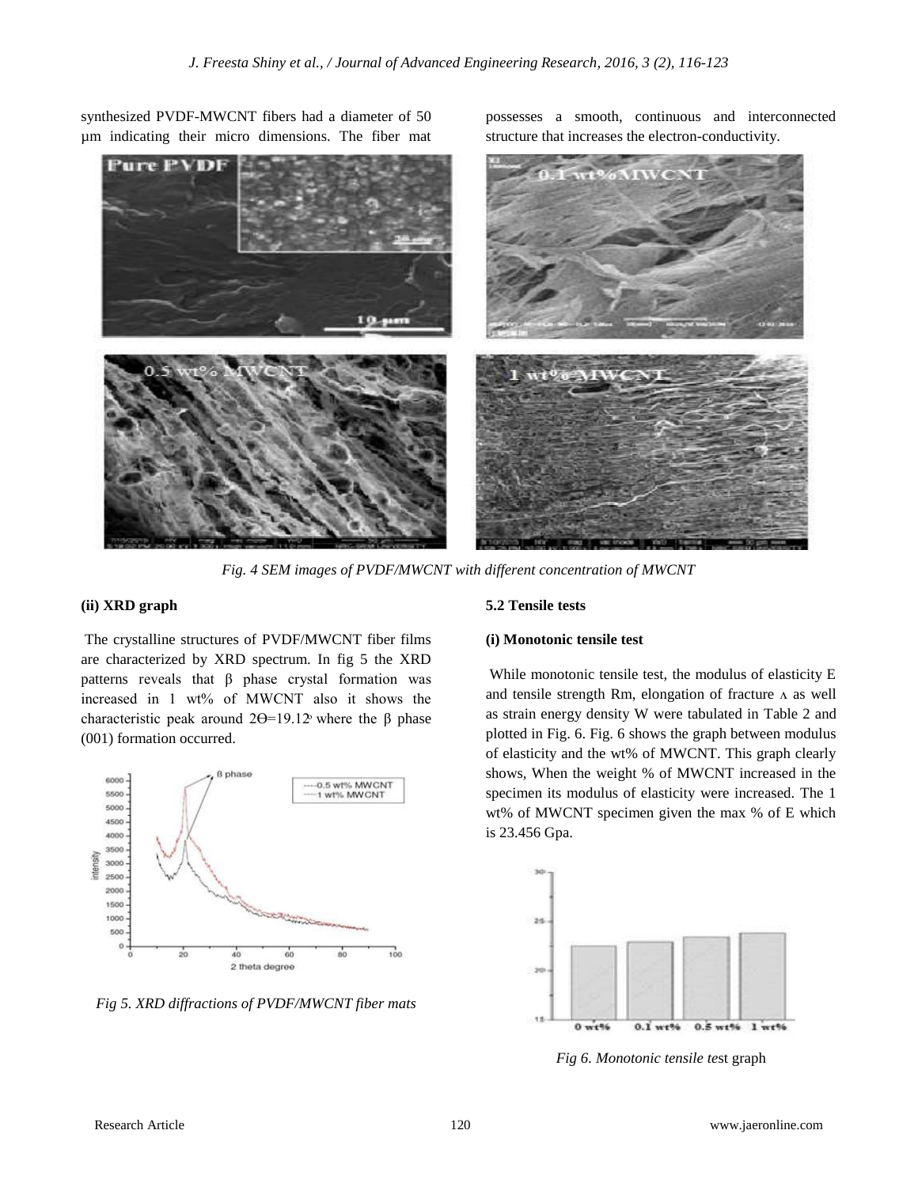synthesized PVDF-MWCNT fibers had a diameter of 50 μm indicating their micro dimensions. The fiber mat possesses a smooth, continuous and interconnected structure that increases the electron-conductivity.

*Fig. 4 SEM images of PVDF/MWCNT with different concentration of MWCNT*

**(ii) XRD graph**

The crystalline structures of PVDF/MWCNT fiber films are characterized by XRD spectrum. In fig 5 the XRD patterns reveals that β phase crystal formation was increased in 1 wt% of MWCNT also it shows the characteristic peak around $2\Theta=19.12^{\circ}$ where the β phase (001) formation occurred.

*Fig 5. XRD diffractions of PVDF/MWCNT fiber mats*

**5.2 Tensile tests**

**(i) Monotonic tensile test**

While monotonic tensile test, the modulus of elasticity E and tensile strength Rm, elongation of fracture ʌ as well as strain energy density W were tabulated in Table 2 and plotted in Fig. 6. Fig. 6 shows the graph between modulus of elasticity and the wt% of MWCNT. This graph clearly shows, When the weight % of MWCNT increased in the specimen its modulus of elasticity were increased. The 1 wt% of MWCNT specimen given the max % of E which is 23.456 Gpa.

*Fig 6. Monotonic tensile tes*t graph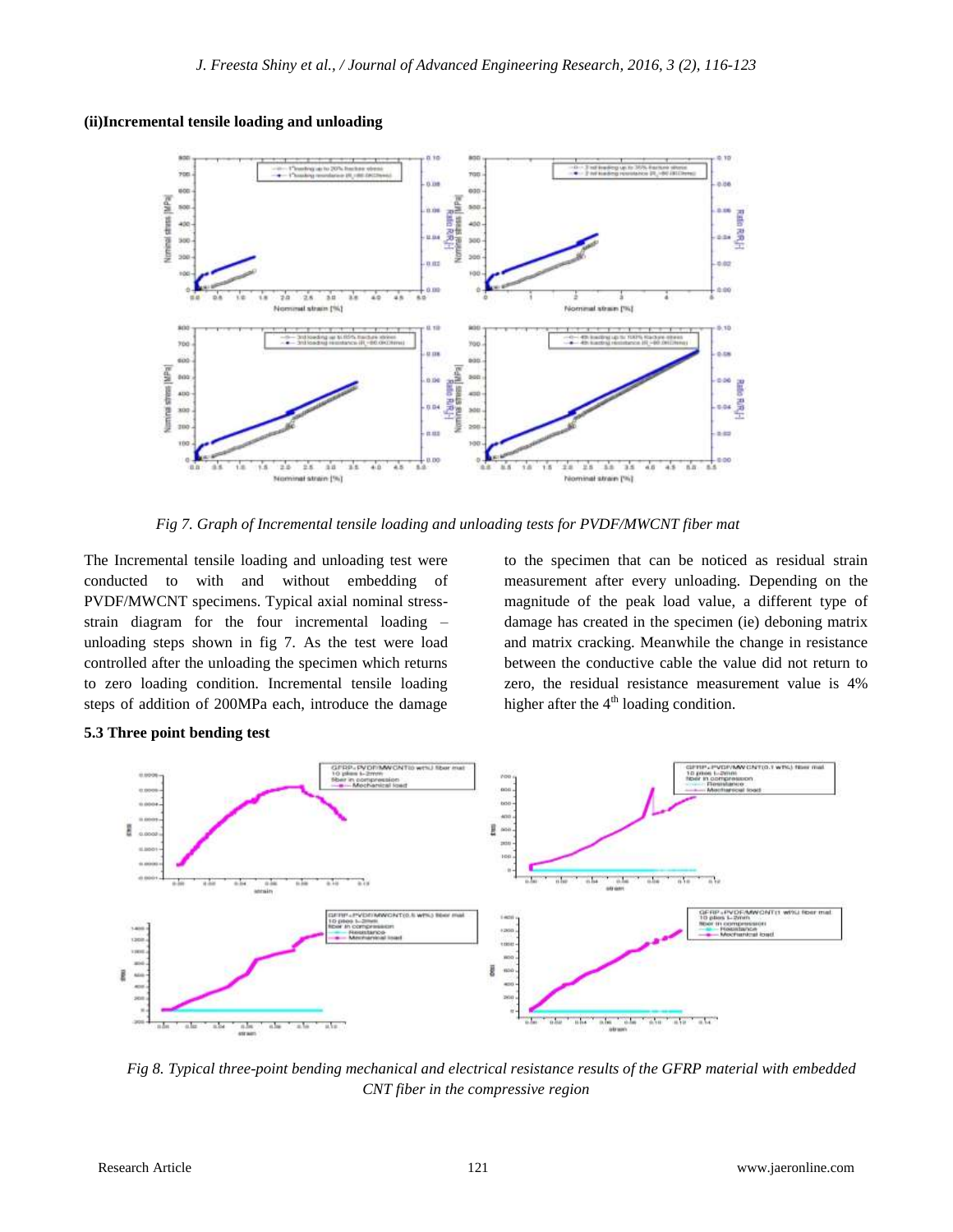#### (ii)Incremental tensile loading and unloading

*Fig 7. Graph of Incremental tensile loading and unloading tests for PVDF/MWCNT fiber mat*

The Incremental tensile loading and unloading test were conducted to with and without embedding of PVDF/MWCNT specimens. Typical axial nominal stress-strain diagram for the four incremental loading – unloading steps shown in fig 7. As the test were load controlled after the unloading the specimen which returns to zero loading condition. Incremental tensile loading steps of addition of 200MPa each, introduce the damage to the specimen that can be noticed as residual strain measurement after every unloading. Depending on the magnitude of the peak load value, a different type of damage has created in the specimen (ie) deboning matrix and matrix cracking. Meanwhile the change in resistance between the conductive cable the value did not return to zero, the residual resistance measurement value is 4% higher after the 4[th] loading condition.

### 5.3 Three point bending test

*Fig 8. Typical three-point bending mechanical and electrical resistance results of the GFRP material with embedded CNT fiber in the compressive region*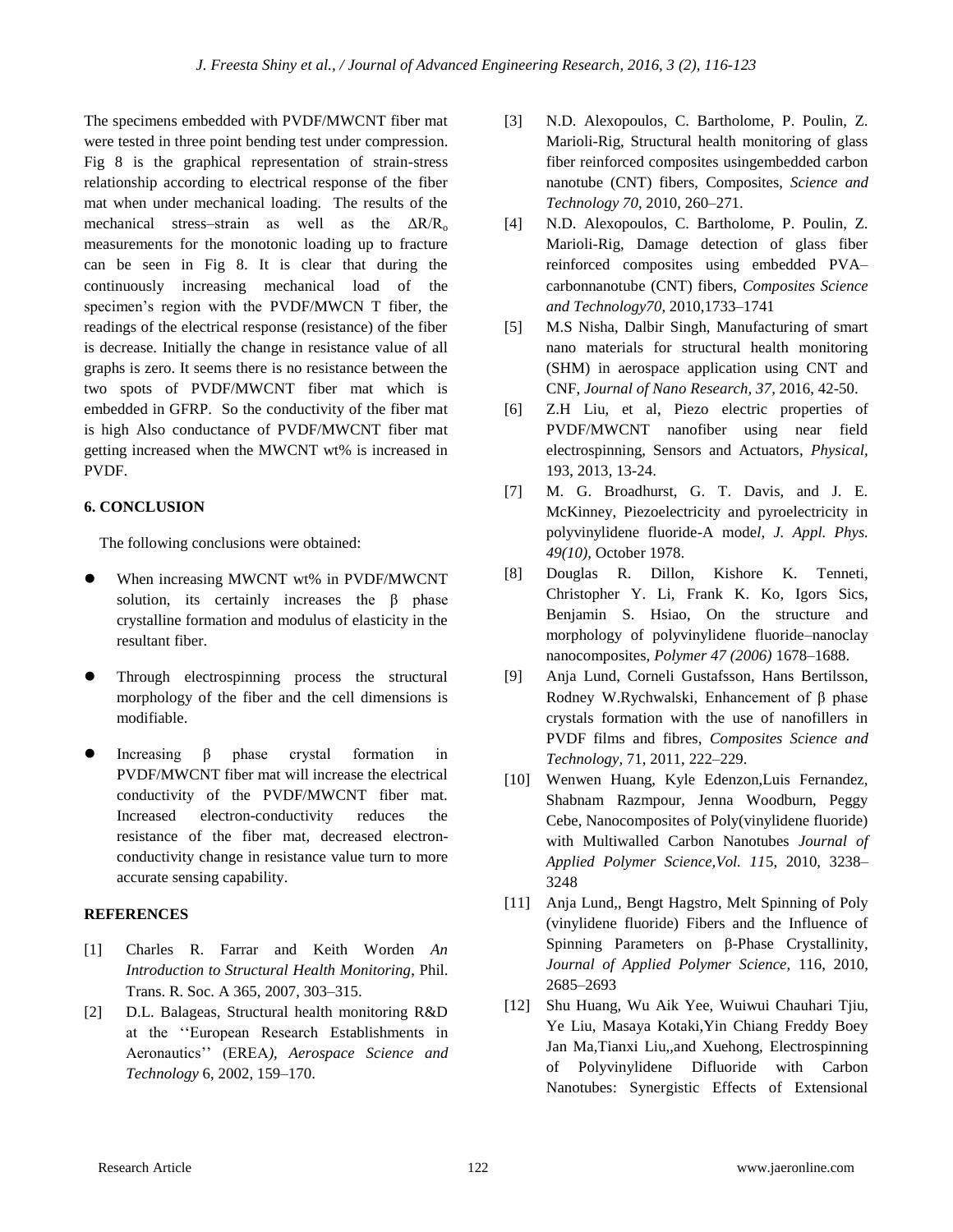The specimens embedded with PVDF/MWCNT fiber mat were tested in three point bending test under compression. Fig 8 is the graphical representation of strain-stress relationship according to electrical response of the fiber mat when under mechanical loading. The results of the mechanical stress–strain as well as the $\Delta R/R_o$ measurements for the monotonic loading up to fracture can be seen in Fig 8. It is clear that during the continuously increasing mechanical load of the specimen's region with the PVDF/MWCN T fiber, the readings of the electrical response (resistance) of the fiber is decrease. Initially the change in resistance value of all graphs is zero. It seems there is no resistance between the two spots of PVDF/MWCNT fiber mat which is embedded in GFRP. So the conductivity of the fiber mat is high Also conductance of PVDF/MWCNT fiber mat getting increased when the MWCNT wt% is increased in PVDF.

## 6. CONCLUSION

The following conclusions were obtained:

- When increasing MWCNT wt% in PVDF/MWCNT solution, its certainly increases the β phase crystalline formation and modulus of elasticity in the resultant fiber.
- Through electrospinning process the structural morphology of the fiber and the cell dimensions is modifiable.
- Increasing β phase crystal formation in PVDF/MWCNT fiber mat will increase the electrical conductivity of the PVDF/MWCNT fiber mat. Increased electron-conductivity reduces the resistance of the fiber mat, decreased electron-conductivity change in resistance value turn to more accurate sensing capability.

## REFERENCES

[1] Charles R. Farrar and Keith Worden *An Introduction to Structural Health Monitoring*, Phil. Trans. R. Soc. A 365, 2007, 303–315.

[2] D.L. Balageas, Structural health monitoring R&D at the ''European Research Establishments in Aeronautics'' (EREA*), Aerospace Science and Technology* 6, 2002, 159–170.

[3] N.D. Alexopoulos, C. Bartholome, P. Poulin, Z. Marioli-Rig, Structural health monitoring of glass fiber reinforced composites usingembedded carbon nanotube (CNT) fibers, Composites, *Science and Technology 70*, 2010, 260–271.

[4] N.D. Alexopoulos, C. Bartholome, P. Poulin, Z. Marioli-Rig, Damage detection of glass fiber reinforced composites using embedded PVA–carbonnanotube (CNT) fibers, *Composites Science and Technology70*, 2010,1733–1741

[5] M.S Nisha, Dalbir Singh, Manufacturing of smart nano materials for structural health monitoring (SHM) in aerospace application using CNT and CNF, *Journal of Nano Research, 37*, 2016, 42-50.

[6] Z.H Liu, et al, Piezo electric properties of PVDF/MWCNT nanofiber using near field electrospinning, Sensors and Actuators, *Physical,* 193, 2013, 13-24.

[7] M. G. Broadhurst, G. T. Davis, and J. E. McKinney, Piezoelectricity and pyroelectricity in polyvinylidene fluoride-A mode*l, J. Appl. Phys. 49(10),* October 1978.

[8] Douglas R. Dillon, Kishore K. Tenneti, Christopher Y. Li, Frank K. Ko, Igors Sics, Benjamin S. Hsiao, On the structure and morphology of polyvinylidene fluoride–nanoclay nanocomposites, *Polymer 47 (2006)* 1678–1688.

[9] Anja Lund, Corneli Gustafsson, Hans Bertilsson, Rodney W.Rychwalski, Enhancement of β phase crystals formation with the use of nanofillers in PVDF films and fibres, *Composites Science and Technology*, 71, 2011, 222–229.

[10] Wenwen Huang, Kyle Edenzon,Luis Fernandez, Shabnam Razmpour, Jenna Woodburn, Peggy Cebe, Nanocomposites of Poly(vinylidene fluoride) with Multiwalled Carbon Nanotubes *Journal of Applied Polymer Science,Vol. 11*5, 2010, 3238–3248

[11] Anja Lund,, Bengt Hagstro, Melt Spinning of Poly (vinylidene fluoride) Fibers and the Influence of Spinning Parameters on β-Phase Crystallinity, *Journal of Applied Polymer Science*, 116, 2010, 2685–2693

[12] Shu Huang, Wu Aik Yee, Wuiwui Chauhari Tjiu, Ye Liu, Masaya Kotaki,Yin Chiang Freddy Boey Jan Ma,Tianxi Liu,,and Xuehong, Electrospinning of Polyvinylidene Difluoride with Carbon Nanotubes: Synergistic Effects of Extensional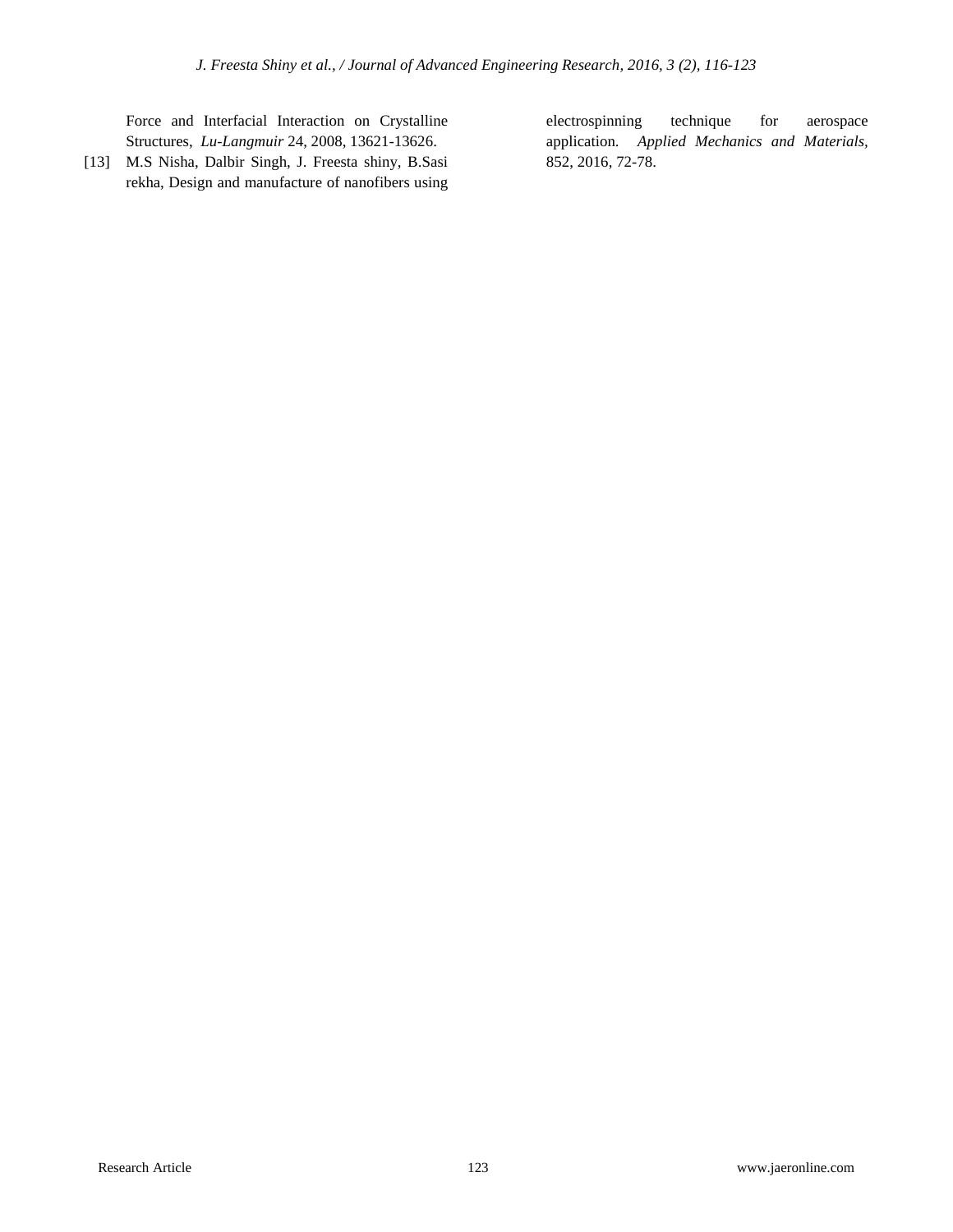Force and Interfacial Interaction on Crystalline Structures, *Lu-Langmuir* 24, 2008, 13621-13626.

[13] M.S Nisha, Dalbir Singh, J. Freesta shiny, B.Sasi rekha, Design and manufacture of nanofibers using electrospinning technique for aerospace application. *Applied Mechanics and Materials,* 852, 2016, 72-78.